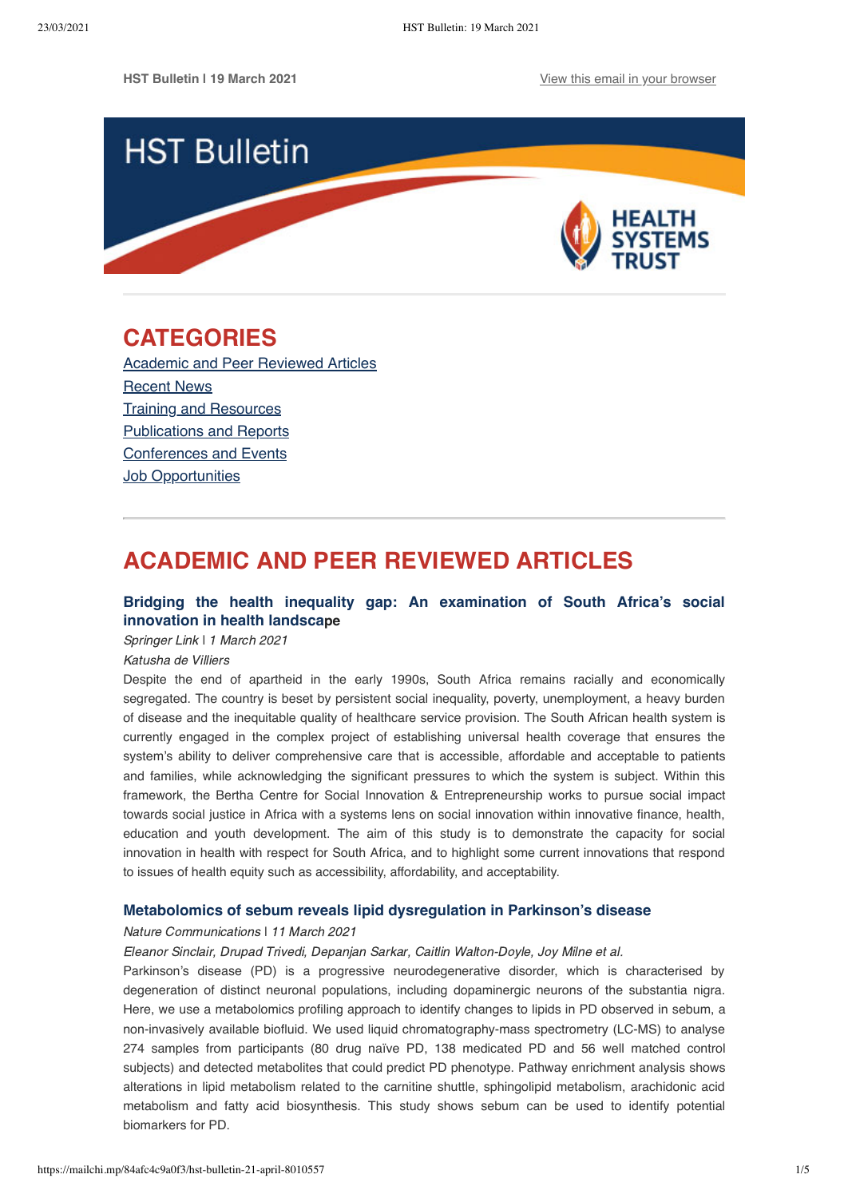HST Bulletin | 19 March 2021

View this email in your browser

# HST Bulletin

HEALTH SYSTEMS TRUST

## CATEGORIES

- Academic and Peer Reviewed Articles
- Recent News
- Training and Resources
- Publications and Reports
- Conferences and Events
- Job Opportunities

## ACADEMIC AND PEER REVIEWED ARTICLES

### Bridging the health inequality gap: An examination of South Africa's social innovation in health landscape

*Springer Link | 1 March 2021*

*Katusha de Villiers*

Despite the end of apartheid in the early 1990s, South Africa remains racially and economically segregated. The country is beset by persistent social inequality, poverty, unemployment, a heavy burden of disease and the inequitable quality of healthcare service provision. The South African health system is currently engaged in the complex project of establishing universal health coverage that ensures the system's ability to deliver comprehensive care that is accessible, affordable and acceptable to patients and families, while acknowledging the significant pressures to which the system is subject. Within this framework, the Bertha Centre for Social Innovation & Entrepreneurship works to pursue social impact towards social justice in Africa with a systems lens on social innovation within innovative finance, health, education and youth development. The aim of this study is to demonstrate the capacity for social innovation in health with respect for South Africa, and to highlight some current innovations that respond to issues of health equity such as accessibility, affordability, and acceptability.

### Metabolomics of sebum reveals lipid dysregulation in Parkinson's disease

*Nature Communications | 11 March 2021*

*Eleanor Sinclair, Drupad Trivedi, Depanjan Sarkar, Caitlin Walton-Doyle, Joy Milne et al.*

Parkinson's disease (PD) is a progressive neurodegenerative disorder, which is characterised by degeneration of distinct neuronal populations, including dopaminergic neurons of the substantia nigra. Here, we use a metabolomics profiling approach to identify changes to lipids in PD observed in sebum, a non-invasively available biofluid. We used liquid chromatography-mass spectrometry (LC-MS) to analyse 274 samples from participants (80 drug naïve PD, 138 medicated PD and 56 well matched control subjects) and detected metabolites that could predict PD phenotype. Pathway enrichment analysis shows alterations in lipid metabolism related to the carnitine shuttle, sphingolipid metabolism, arachidonic acid metabolism and fatty acid biosynthesis. This study shows sebum can be used to identify potential biomarkers for PD.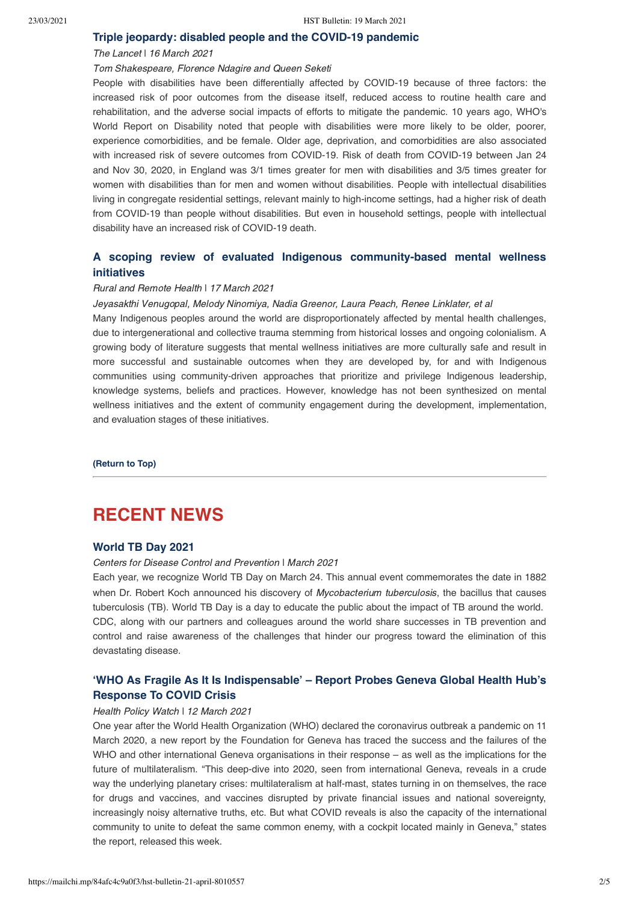### Triple jeopardy: disabled people and the COVID-19 pandemic

*The Lancet* | *16 March 2021*

*Tom Shakespeare, Florence Ndagire and Queen Seketi*

People with disabilities have been differentially affected by COVID-19 because of three factors: the increased risk of poor outcomes from the disease itself, reduced access to routine health care and rehabilitation, and the adverse social impacts of efforts to mitigate the pandemic. 10 years ago, WHO's World Report on Disability noted that people with disabilities were more likely to be older, poorer, experience comorbidities, and be female. Older age, deprivation, and comorbidities are also associated with increased risk of severe outcomes from COVID-19. Risk of death from COVID-19 between Jan 24 and Nov 30, 2020, in England was 3/1 times greater for men with disabilities and 3/5 times greater for women with disabilities than for men and women without disabilities. People with intellectual disabilities living in congregate residential settings, relevant mainly to high-income settings, had a higher risk of death from COVID-19 than people without disabilities. But even in household settings, people with intellectual disability have an increased risk of COVID-19 death.

### A scoping review of evaluated Indigenous community-based mental wellness initiatives

*Rural and Remote Health* | *17 March 2021*

*Jeyasakthi Venugopal, Melody Ninomiya, Nadia Greenor, Laura Peach, Renee Linklater, et al*

Many Indigenous peoples around the world are disproportionately affected by mental health challenges, due to intergenerational and collective trauma stemming from historical losses and ongoing colonialism. A growing body of literature suggests that mental wellness initiatives are more culturally safe and result in more successful and sustainable outcomes when they are developed by, for and with Indigenous communities using community-driven approaches that prioritize and privilege Indigenous leadership, knowledge systems, beliefs and practices. However, knowledge has not been synthesized on mental wellness initiatives and the extent of community engagement during the development, implementation, and evaluation stages of these initiatives.

**(Return to Top)**

---

## RECENT NEWS

### World TB Day 2021

*Centers for Disease Control and Prevention* | *March 2021*

Each year, we recognize World TB Day on March 24. This annual event commemorates the date in 1882 when Dr. Robert Koch announced his discovery of *Mycobacterium tuberculosis*, the bacillus that causes tuberculosis (TB). World TB Day is a day to educate the public about the impact of TB around the world. CDC, along with our partners and colleagues around the world share successes in TB prevention and control and raise awareness of the challenges that hinder our progress toward the elimination of this devastating disease.

### 'WHO As Fragile As It Is Indispensable' – Report Probes Geneva Global Health Hub's Response To COVID Crisis

*Health Policy Watch* | *12 March 2021*

One year after the World Health Organization (WHO) declared the coronavirus outbreak a pandemic on 11 March 2020, a new report by the Foundation for Geneva has traced the success and the failures of the WHO and other international Geneva organisations in their response – as well as the implications for the future of multilateralism. "This deep-dive into 2020, seen from international Geneva, reveals in a crude way the underlying planetary crises: multilateralism at half-mast, states turning in on themselves, the race for drugs and vaccines, and vaccines disrupted by private financial issues and national sovereignty, increasingly noisy alternative truths, etc. But what COVID reveals is also the capacity of the international community to unite to defeat the same common enemy, with a cockpit located mainly in Geneva," states the report, released this week.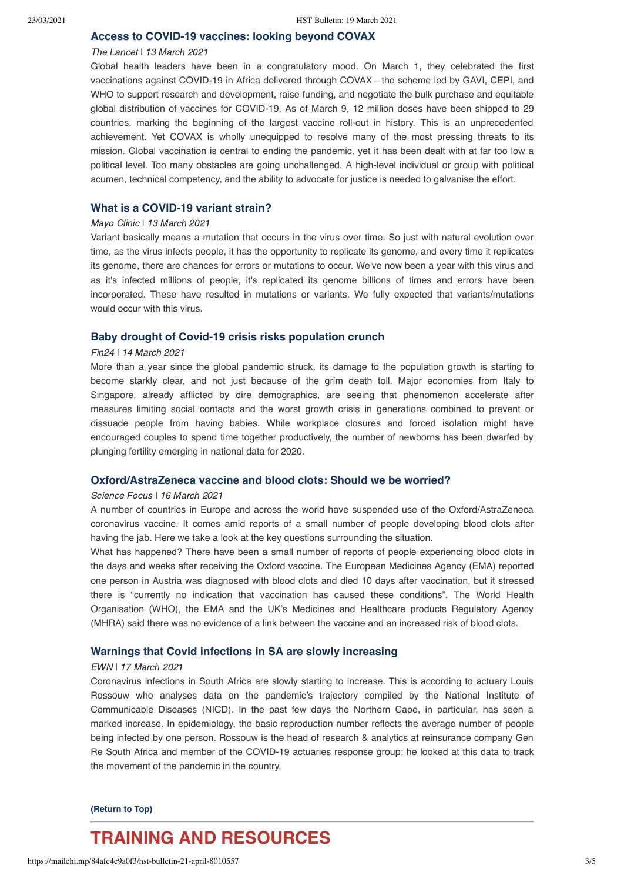### Access to COVID-19 vaccines: looking beyond COVAX

*The Lancet | 13 March 2021*

Global health leaders have been in a congratulatory mood. On March 1, they celebrated the first vaccinations against COVID-19 in Africa delivered through COVAX—the scheme led by GAVI, CEPI, and WHO to support research and development, raise funding, and negotiate the bulk purchase and equitable global distribution of vaccines for COVID-19. As of March 9, 12 million doses have been shipped to 29 countries, marking the beginning of the largest vaccine roll-out in history. This is an unprecedented achievement. Yet COVAX is wholly unequipped to resolve many of the most pressing threats to its mission. Global vaccination is central to ending the pandemic, yet it has been dealt with at far too low a political level. Too many obstacles are going unchallenged. A high-level individual or group with political acumen, technical competency, and the ability to advocate for justice is needed to galvanise the effort.

### What is a COVID-19 variant strain?

*Mayo Clinic | 13 March 2021*

Variant basically means a mutation that occurs in the virus over time. So just with natural evolution over time, as the virus infects people, it has the opportunity to replicate its genome, and every time it replicates its genome, there are chances for errors or mutations to occur. We've now been a year with this virus and as it's infected millions of people, it's replicated its genome billions of times and errors have been incorporated. These have resulted in mutations or variants. We fully expected that variants/mutations would occur with this virus.

### Baby drought of Covid-19 crisis risks population crunch

*Fin24 | 14 March 2021*

More than a year since the global pandemic struck, its damage to the population growth is starting to become starkly clear, and not just because of the grim death toll. Major economies from Italy to Singapore, already afflicted by dire demographics, are seeing that phenomenon accelerate after measures limiting social contacts and the worst growth crisis in generations combined to prevent or dissuade people from having babies. While workplace closures and forced isolation might have encouraged couples to spend time together productively, the number of newborns has been dwarfed by plunging fertility emerging in national data for 2020.

### Oxford/AstraZeneca vaccine and blood clots: Should we be worried?

*Science Focus | 16 March 2021*

A number of countries in Europe and across the world have suspended use of the Oxford/AstraZeneca coronavirus vaccine. It comes amid reports of a small number of people developing blood clots after having the jab. Here we take a look at the key questions surrounding the situation.

What has happened? There have been a small number of reports of people experiencing blood clots in the days and weeks after receiving the Oxford vaccine. The European Medicines Agency (EMA) reported one person in Austria was diagnosed with blood clots and died 10 days after vaccination, but it stressed there is "currently no indication that vaccination has caused these conditions". The World Health Organisation (WHO), the EMA and the UK's Medicines and Healthcare products Regulatory Agency (MHRA) said there was no evidence of a link between the vaccine and an increased risk of blood clots.

### Warnings that Covid infections in SA are slowly increasing

*EWN | 17 March 2021*

Coronavirus infections in South Africa are slowly starting to increase. This is according to actuary Louis Rossouw who analyses data on the pandemic's trajectory compiled by the National Institute of Communicable Diseases (NICD). In the past few days the Northern Cape, in particular, has seen a marked increase. In epidemiology, the basic reproduction number reflects the average number of people being infected by one person. Rossouw is the head of research & analytics at reinsurance company Gen Re South Africa and member of the COVID-19 actuaries response group; he looked at this data to track the movement of the pandemic in the country.

**(Return to Top)**

## TRAINING AND RESOURCES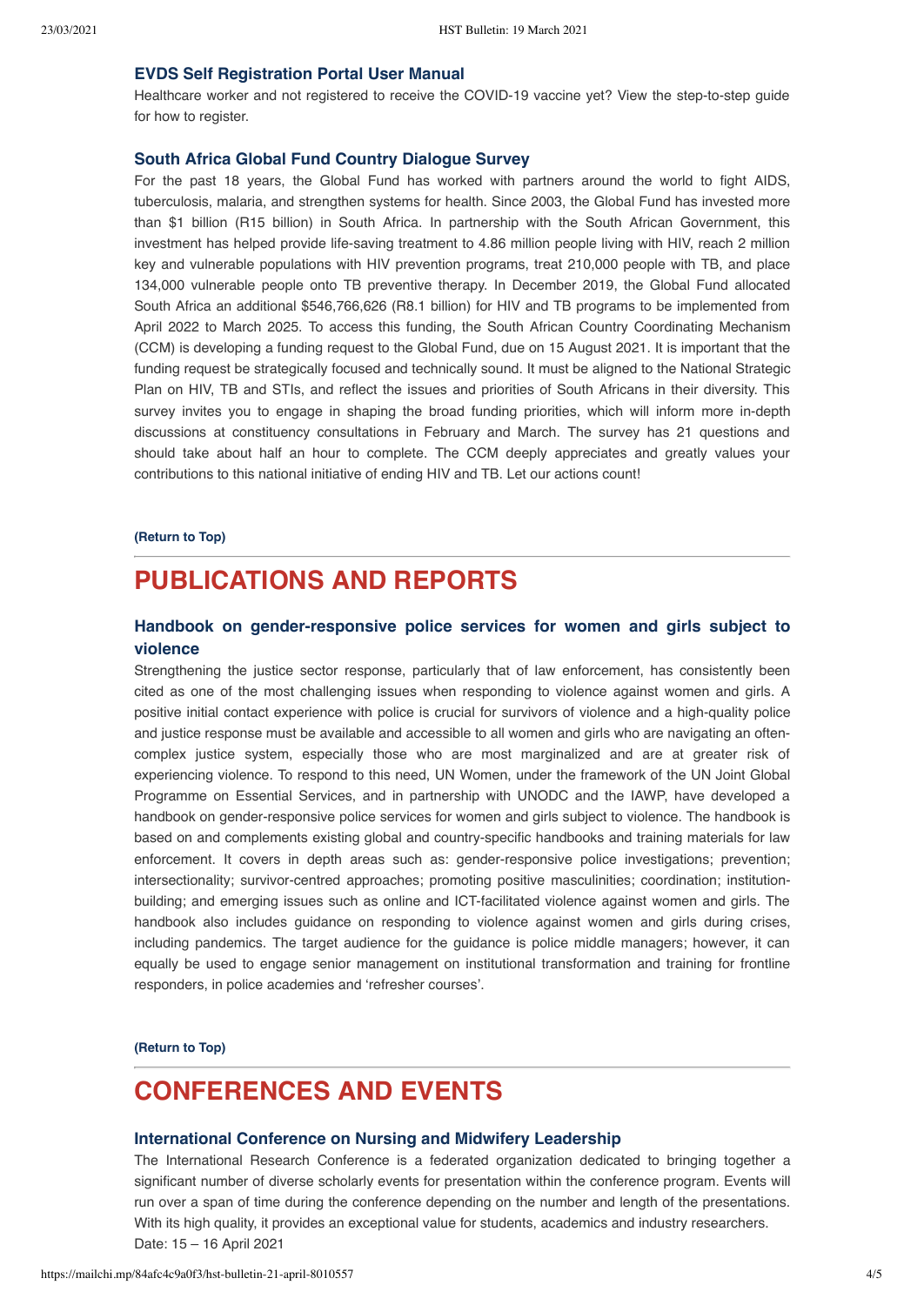### EVDS Self Registration Portal User Manual

Healthcare worker and not registered to receive the COVID-19 vaccine yet? View the step-to-step guide for how to register.

### South Africa Global Fund Country Dialogue Survey

For the past 18 years, the Global Fund has worked with partners around the world to fight AIDS, tuberculosis, malaria, and strengthen systems for health. Since 2003, the Global Fund has invested more than $1 billion (R15 billion) in South Africa. In partnership with the South African Government, this investment has helped provide life-saving treatment to 4.86 million people living with HIV, reach 2 million key and vulnerable populations with HIV prevention programs, treat 210,000 people with TB, and place 134,000 vulnerable people onto TB preventive therapy. In December 2019, the Global Fund allocated South Africa an additional $546,766,626 (R8.1 billion) for HIV and TB programs to be implemented from April 2022 to March 2025. To access this funding, the South African Country Coordinating Mechanism (CCM) is developing a funding request to the Global Fund, due on 15 August 2021. It is important that the funding request be strategically focused and technically sound. It must be aligned to the National Strategic Plan on HIV, TB and STIs, and reflect the issues and priorities of South Africans in their diversity. This survey invites you to engage in shaping the broad funding priorities, which will inform more in-depth discussions at constituency consultations in February and March. The survey has 21 questions and should take about half an hour to complete. The CCM deeply appreciates and greatly values your contributions to this national initiative of ending HIV and TB. Let our actions count!

**(Return to Top)**

## PUBLICATIONS AND REPORTS

### Handbook on gender-responsive police services for women and girls subject to violence

Strengthening the justice sector response, particularly that of law enforcement, has consistently been cited as one of the most challenging issues when responding to violence against women and girls. A positive initial contact experience with police is crucial for survivors of violence and a high-quality police and justice response must be available and accessible to all women and girls who are navigating an often-complex justice system, especially those who are most marginalized and are at greater risk of experiencing violence. To respond to this need, UN Women, under the framework of the UN Joint Global Programme on Essential Services, and in partnership with UNODC and the IAWP, have developed a handbook on gender-responsive police services for women and girls subject to violence. The handbook is based on and complements existing global and country-specific handbooks and training materials for law enforcement. It covers in depth areas such as: gender-responsive police investigations; prevention; intersectionality; survivor-centred approaches; promoting positive masculinities; coordination; institution-building; and emerging issues such as online and ICT-facilitated violence against women and girls. The handbook also includes guidance on responding to violence against women and girls during crises, including pandemics. The target audience for the guidance is police middle managers; however, it can equally be used to engage senior management on institutional transformation and training for frontline responders, in police academies and 'refresher courses'.

**(Return to Top)**

## CONFERENCES AND EVENTS

### International Conference on Nursing and Midwifery Leadership

The International Research Conference is a federated organization dedicated to bringing together a significant number of diverse scholarly events for presentation within the conference program. Events will run over a span of time during the conference depending on the number and length of the presentations. With its high quality, it provides an exceptional value for students, academics and industry researchers.
Date: 15 – 16 April 2021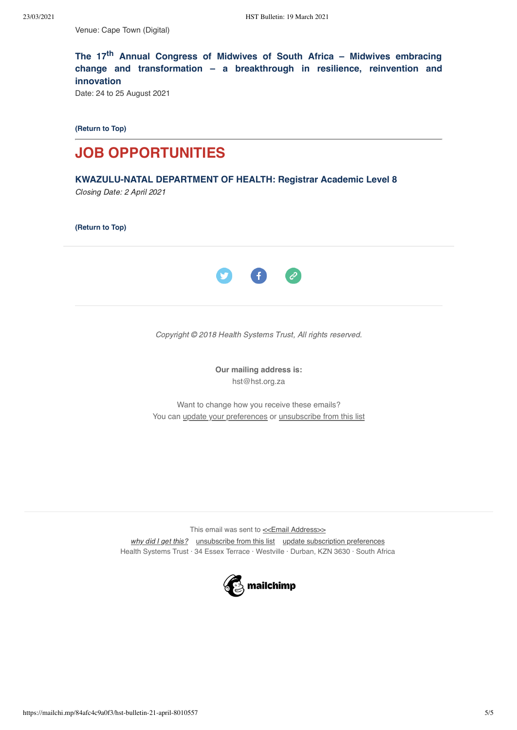Venue: Cape Town (Digital)

### The 17th Annual Congress of Midwives of South Africa – Midwives embracing change and transformation – a breakthrough in resilience, reinvention and innovation

Date: 24 to 25 August 2021

**(Return to Top)**

## JOB OPPORTUNITIES

### KWAZULU-NATAL DEPARTMENT OF HEALTH: Registrar Academic Level 8

*Closing Date: 2 April 2021*

**(Return to Top)**

*Copyright © 2018 Health Systems Trust, All rights reserved.*

**Our mailing address is:**
hst@hst.org.za

Want to change how you receive these emails?
You can update your preferences or unsubscribe from this list

This email was sent to <<Email Address>>

*why did I get this?* unsubscribe from this list update subscription preferences

Health Systems Trust · 34 Essex Terrace · Westville · Durban, KZN 3630 · South Africa

mailchimp